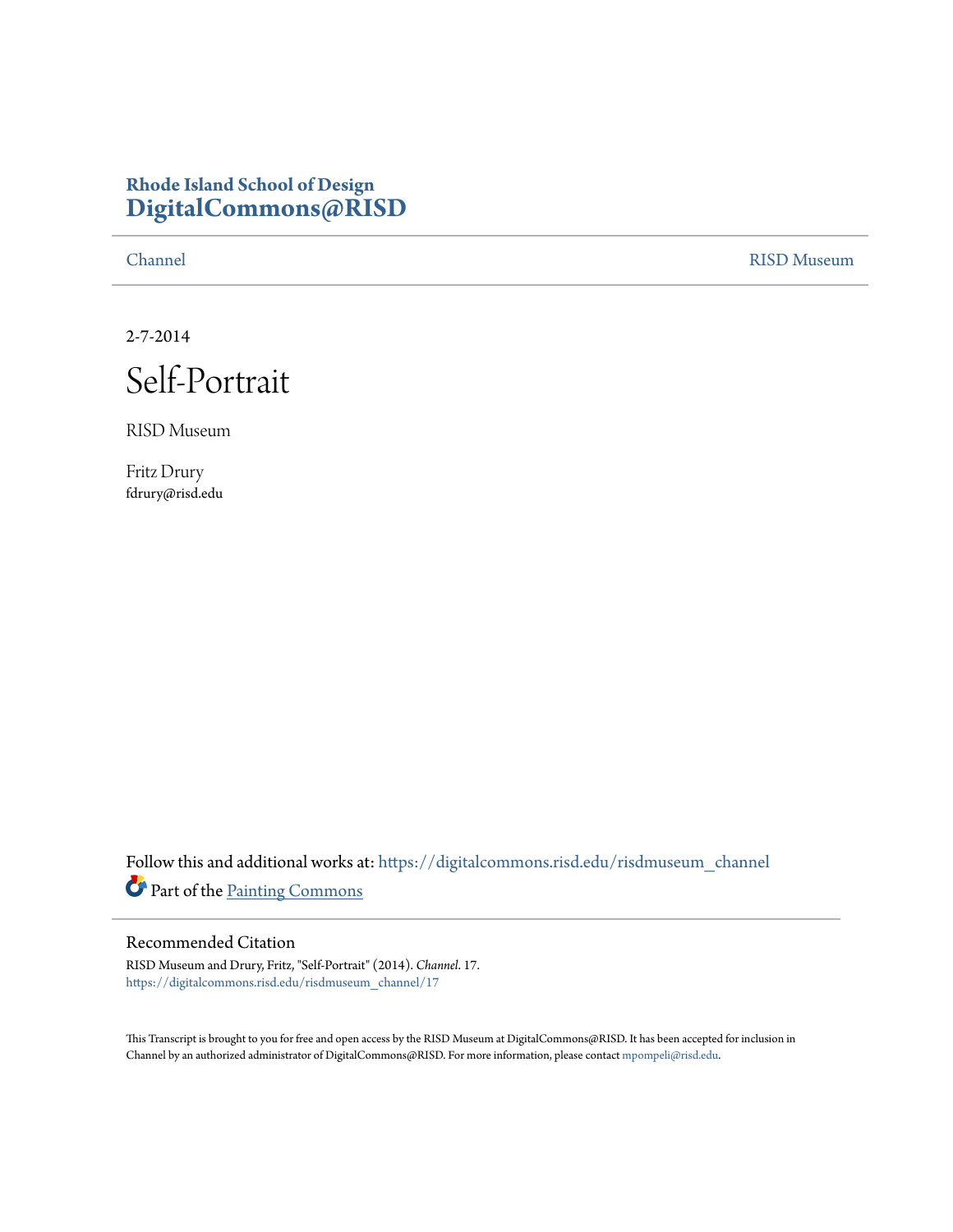Rhode Island School of Design
**DigitalCommons@RISD**

Channel | RISD Museum

2-7-2014

# Self-Portrait

RISD Museum

Fritz Drury
fdrury@risd.edu

Follow this and additional works at: https://digitalcommons.risd.edu/risdmuseum_channel

Part of the Painting Commons

## Recommended Citation

RISD Museum and Drury, Fritz, "Self-Portrait" (2014). *Channel*. 17.
https://digitalcommons.risd.edu/risdmuseum_channel/17

This Transcript is brought to you for free and open access by the RISD Museum at DigitalCommons@RISD. It has been accepted for inclusion in Channel by an authorized administrator of DigitalCommons@RISD. For more information, please contact mpompeli@risd.edu.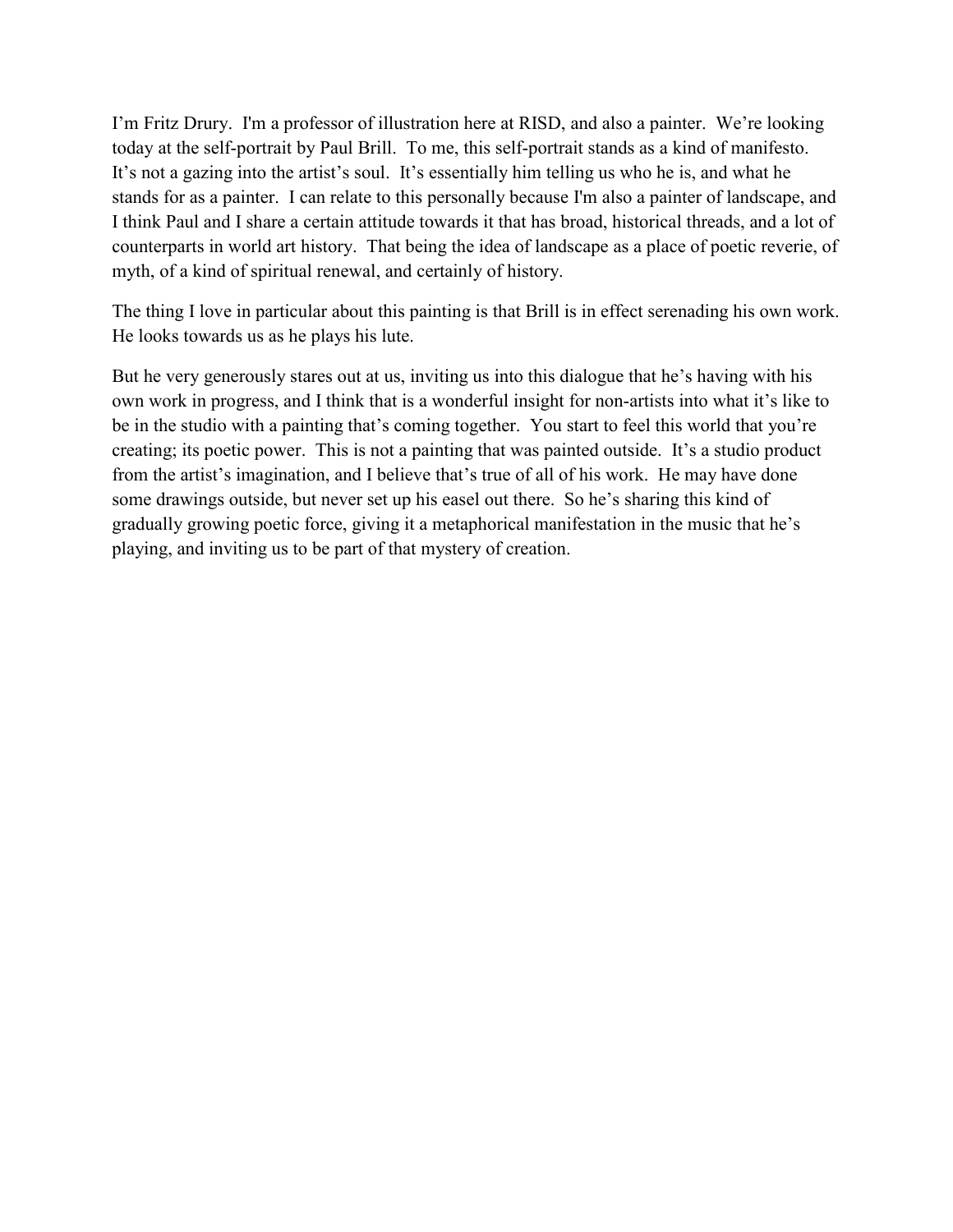I'm Fritz Drury. I'm a professor of illustration here at RISD, and also a painter. We're looking today at the self-portrait by Paul Brill. To me, this self-portrait stands as a kind of manifesto. It's not a gazing into the artist's soul. It's essentially him telling us who he is, and what he stands for as a painter. I can relate to this personally because I'm also a painter of landscape, and I think Paul and I share a certain attitude towards it that has broad, historical threads, and a lot of counterparts in world art history. That being the idea of landscape as a place of poetic reverie, of myth, of a kind of spiritual renewal, and certainly of history.

The thing I love in particular about this painting is that Brill is in effect serenading his own work. He looks towards us as he plays his lute.

But he very generously stares out at us, inviting us into this dialogue that he's having with his own work in progress, and I think that is a wonderful insight for non-artists into what it's like to be in the studio with a painting that's coming together. You start to feel this world that you're creating; its poetic power. This is not a painting that was painted outside. It's a studio product from the artist's imagination, and I believe that's true of all of his work. He may have done some drawings outside, but never set up his easel out there. So he's sharing this kind of gradually growing poetic force, giving it a metaphorical manifestation in the music that he's playing, and inviting us to be part of that mystery of creation.